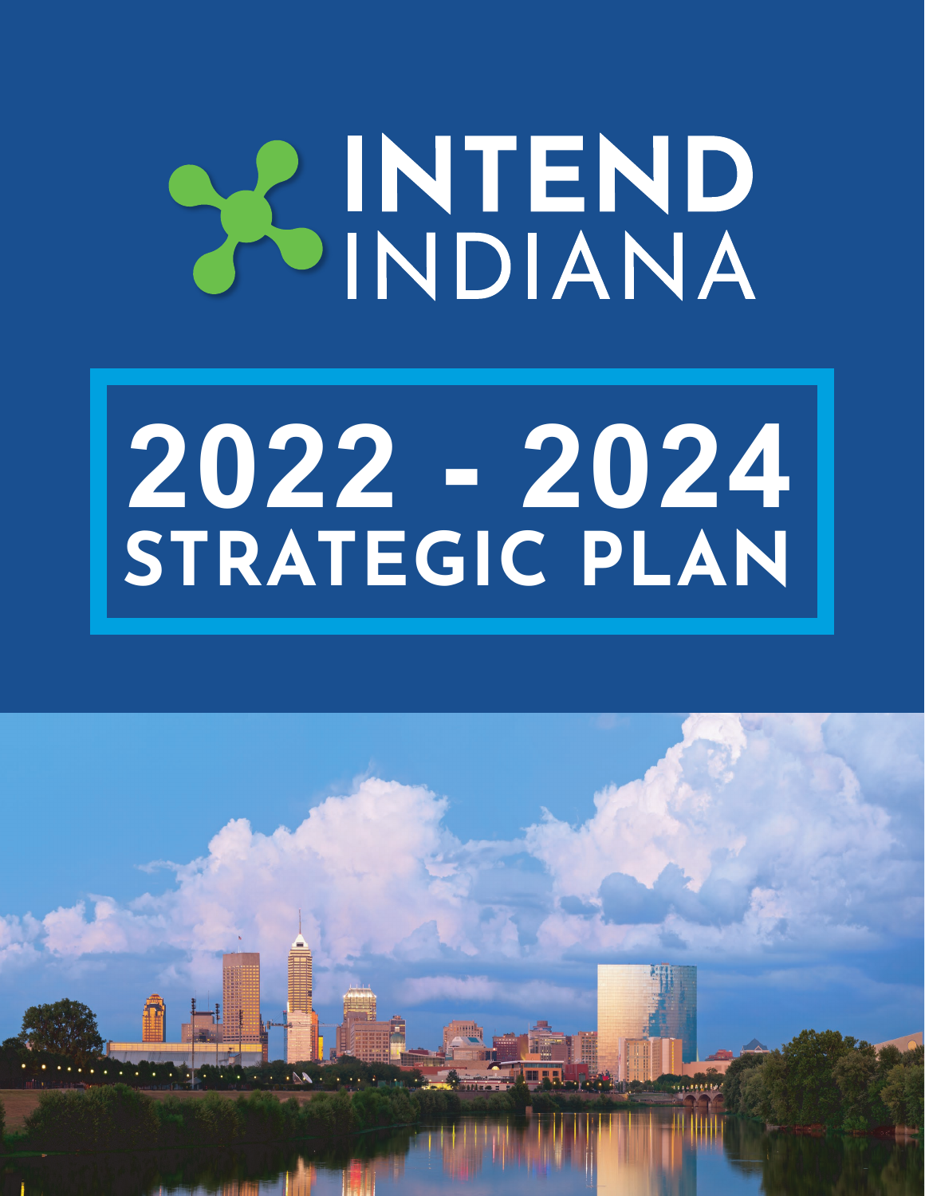# INTEND INDIANA

# 2022 - 2024 STRATEGIC PLAN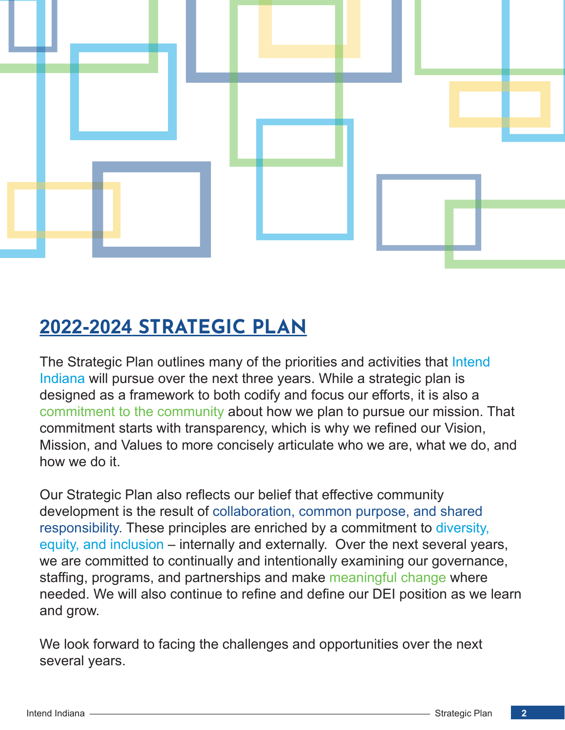# 2022-2024 STRATEGIC PLAN

The Strategic Plan outlines many of the priorities and activities that Intend Indiana will pursue over the next three years. While a strategic plan is designed as a framework to both codify and focus our efforts, it is also a commitment to the community about how we plan to pursue our mission. That commitment starts with transparency, which is why we refined our Vision, Mission, and Values to more concisely articulate who we are, what we do, and how we do it.

Our Strategic Plan also reflects our belief that effective community development is the result of collaboration, common purpose, and shared responsibility. These principles are enriched by a commitment to diversity, equity, and inclusion – internally and externally. Over the next several years, we are committed to continually and intentionally examining our governance, staffing, programs, and partnerships and make meaningful change where needed. We will also continue to refine and define our DEI position as we learn and grow.

We look forward to facing the challenges and opportunities over the next several years.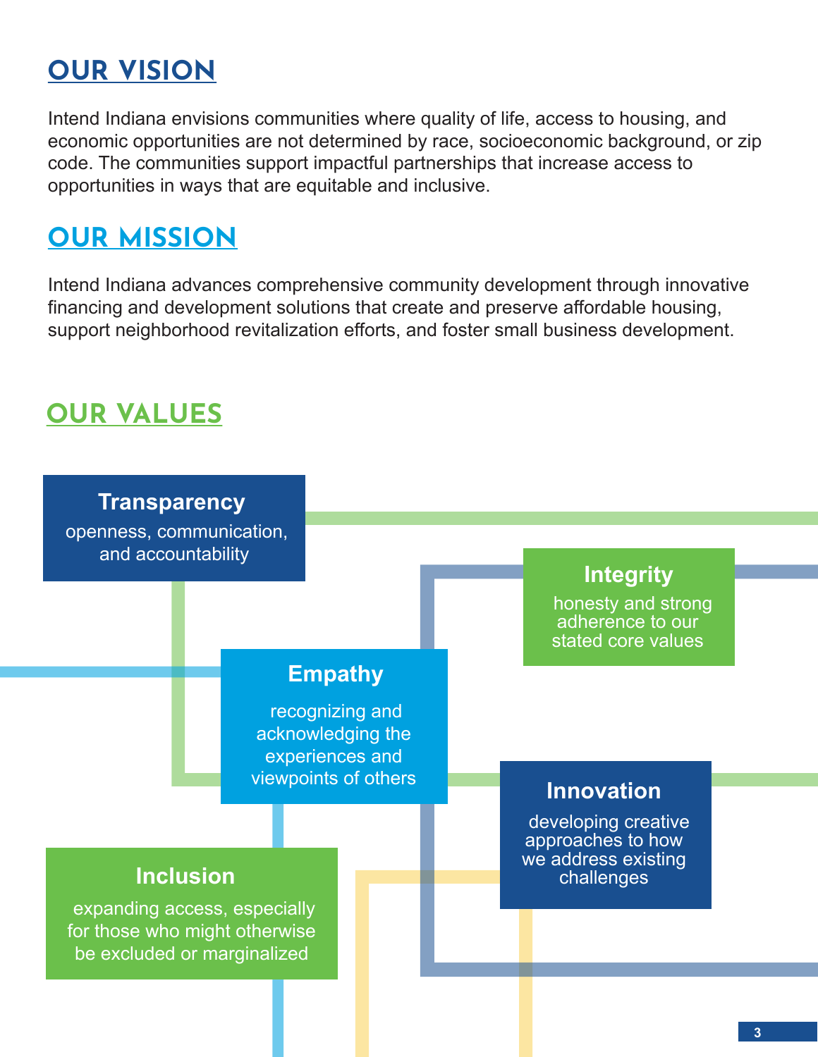## OUR VISION

Intend Indiana envisions communities where quality of life, access to housing, and economic opportunities are not determined by race, socioeconomic background, or zip code. The communities support impactful partnerships that increase access to opportunities in ways that are equitable and inclusive.

## OUR MISSION

Intend Indiana advances comprehensive community development through innovative financing and development solutions that create and preserve affordable housing, support neighborhood revitalization efforts, and foster small business development.

## OUR VALUES

**Transparency**
openness, communication, and accountability

**Integrity**
honesty and strong adherence to our stated core values

**Empathy**
recognizing and acknowledging the experiences and viewpoints of others

**Innovation**
developing creative approaches to how we address existing challenges

**Inclusion**
expanding access, especially for those who might otherwise be excluded or marginalized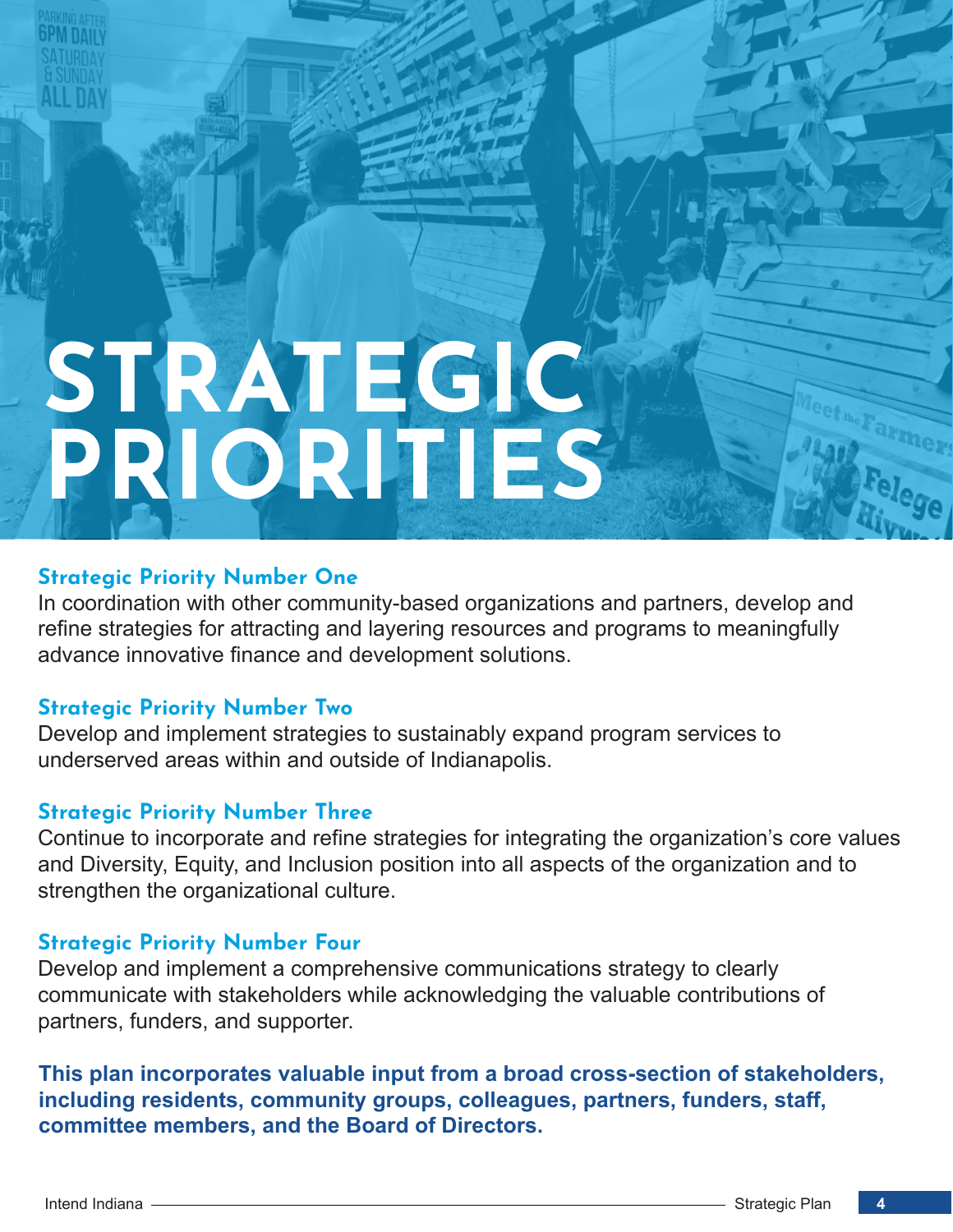# STRATEGIC PRIORITIES

### Strategic Priority Number One

In coordination with other community-based organizations and partners, develop and refine strategies for attracting and layering resources and programs to meaningfully advance innovative finance and development solutions.

### Strategic Priority Number Two

Develop and implement strategies to sustainably expand program services to underserved areas within and outside of Indianapolis.

### Strategic Priority Number Three

Continue to incorporate and refine strategies for integrating the organization's core values and Diversity, Equity, and Inclusion position into all aspects of the organization and to strengthen the organizational culture.

### Strategic Priority Number Four

Develop and implement a comprehensive communications strategy to clearly communicate with stakeholders while acknowledging the valuable contributions of partners, funders, and supporter.

**This plan incorporates valuable input from a broad cross-section of stakeholders, including residents, community groups, colleagues, partners, funders, staff, committee members, and the Board of Directors.**